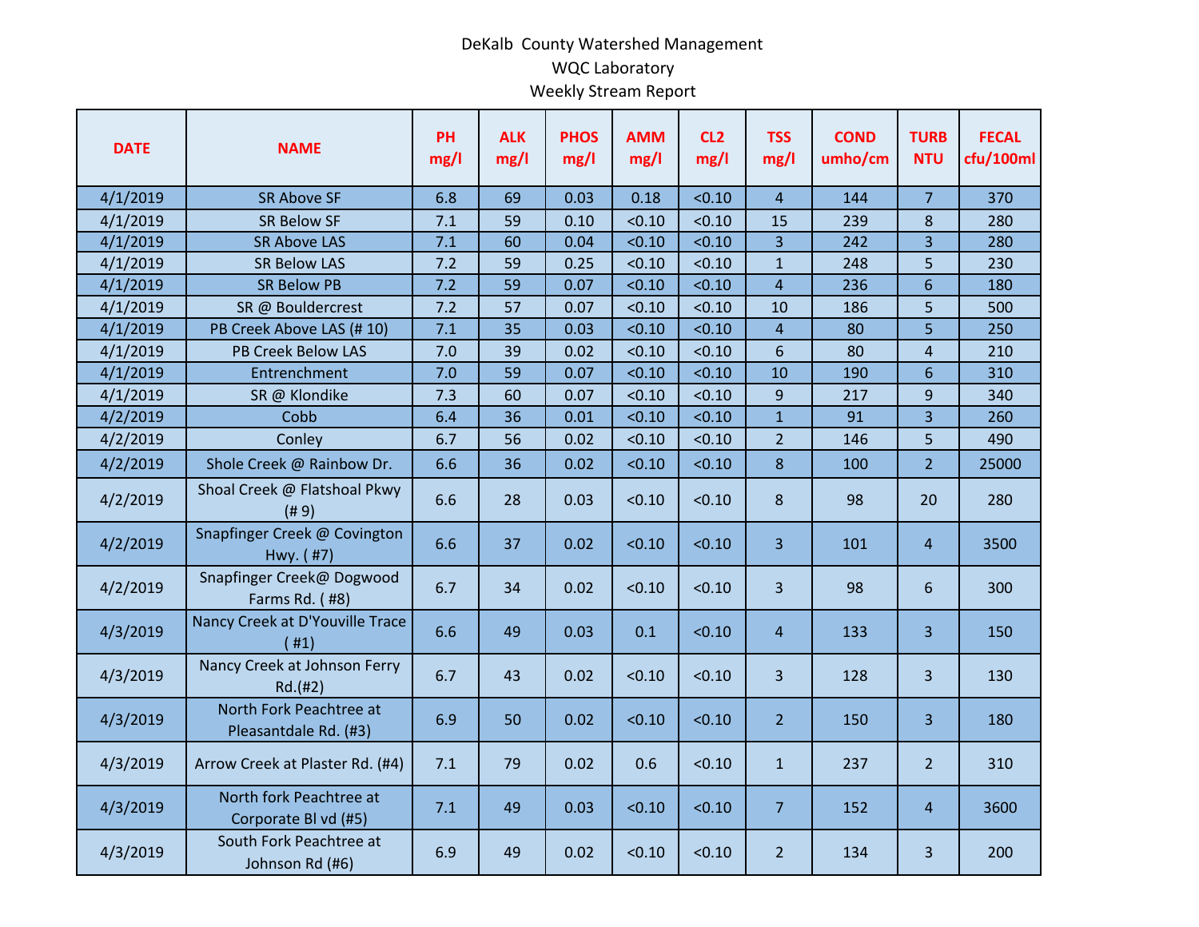# DeKalb County Watershed Management

## WQC Laboratory

## Weekly Stream Report

| DATE | NAME | PH mg/l | ALK mg/l | PHOS mg/l | AMM mg/l | CL2 mg/l | TSS mg/l | COND umho/cm | TURB NTU | FECAL cfu/100ml |
|---|---|---|---|---|---|---|---|---|---|---|
| 4/1/2019 | SR Above SF | 6.8 | 69 | 0.03 | 0.18 | <0.10 | 4 | 144 | 7 | 370 |
| 4/1/2019 | SR Below SF | 7.1 | 59 | 0.10 | <0.10 | <0.10 | 15 | 239 | 8 | 280 |
| 4/1/2019 | SR Above LAS | 7.1 | 60 | 0.04 | <0.10 | <0.10 | 3 | 242 | 3 | 280 |
| 4/1/2019 | SR Below LAS | 7.2 | 59 | 0.25 | <0.10 | <0.10 | 1 | 248 | 5 | 230 |
| 4/1/2019 | SR Below PB | 7.2 | 59 | 0.07 | <0.10 | <0.10 | 4 | 236 | 6 | 180 |
| 4/1/2019 | SR @ Bouldercrest | 7.2 | 57 | 0.07 | <0.10 | <0.10 | 10 | 186 | 5 | 500 |
| 4/1/2019 | PB Creek Above LAS (# 10) | 7.1 | 35 | 0.03 | <0.10 | <0.10 | 4 | 80 | 5 | 250 |
| 4/1/2019 | PB Creek Below LAS | 7.0 | 39 | 0.02 | <0.10 | <0.10 | 6 | 80 | 4 | 210 |
| 4/1/2019 | Entrenchment | 7.0 | 59 | 0.07 | <0.10 | <0.10 | 10 | 190 | 6 | 310 |
| 4/1/2019 | SR @ Klondike | 7.3 | 60 | 0.07 | <0.10 | <0.10 | 9 | 217 | 9 | 340 |
| 4/2/2019 | Cobb | 6.4 | 36 | 0.01 | <0.10 | <0.10 | 1 | 91 | 3 | 260 |
| 4/2/2019 | Conley | 6.7 | 56 | 0.02 | <0.10 | <0.10 | 2 | 146 | 5 | 490 |
| 4/2/2019 | Shole Creek @ Rainbow Dr. | 6.6 | 36 | 0.02 | <0.10 | <0.10 | 8 | 100 | 2 | 25000 |
| 4/2/2019 | Shoal Creek @ Flatshoal Pkwy (# 9) | 6.6 | 28 | 0.03 | <0.10 | <0.10 | 8 | 98 | 20 | 280 |
| 4/2/2019 | Snapfinger Creek @ Covington Hwy. ( #7) | 6.6 | 37 | 0.02 | <0.10 | <0.10 | 3 | 101 | 4 | 3500 |
| 4/2/2019 | Snapfinger Creek@ Dogwood Farms Rd. ( #8) | 6.7 | 34 | 0.02 | <0.10 | <0.10 | 3 | 98 | 6 | 300 |
| 4/3/2019 | Nancy Creek at D'Youville Trace ( #1) | 6.6 | 49 | 0.03 | 0.1 | <0.10 | 4 | 133 | 3 | 150 |
| 4/3/2019 | Nancy Creek at Johnson Ferry Rd.(#2) | 6.7 | 43 | 0.02 | <0.10 | <0.10 | 3 | 128 | 3 | 130 |
| 4/3/2019 | North Fork Peachtree at Pleasantdale Rd. (#3) | 6.9 | 50 | 0.02 | <0.10 | <0.10 | 2 | 150 | 3 | 180 |
| 4/3/2019 | Arrow Creek at Plaster Rd. (#4) | 7.1 | 79 | 0.02 | 0.6 | <0.10 | 1 | 237 | 2 | 310 |
| 4/3/2019 | North fork Peachtree at Corporate Bl vd (#5) | 7.1 | 49 | 0.03 | <0.10 | <0.10 | 7 | 152 | 4 | 3600 |
| 4/3/2019 | South Fork Peachtree at Johnson Rd (#6) | 6.9 | 49 | 0.02 | <0.10 | <0.10 | 2 | 134 | 3 | 200 |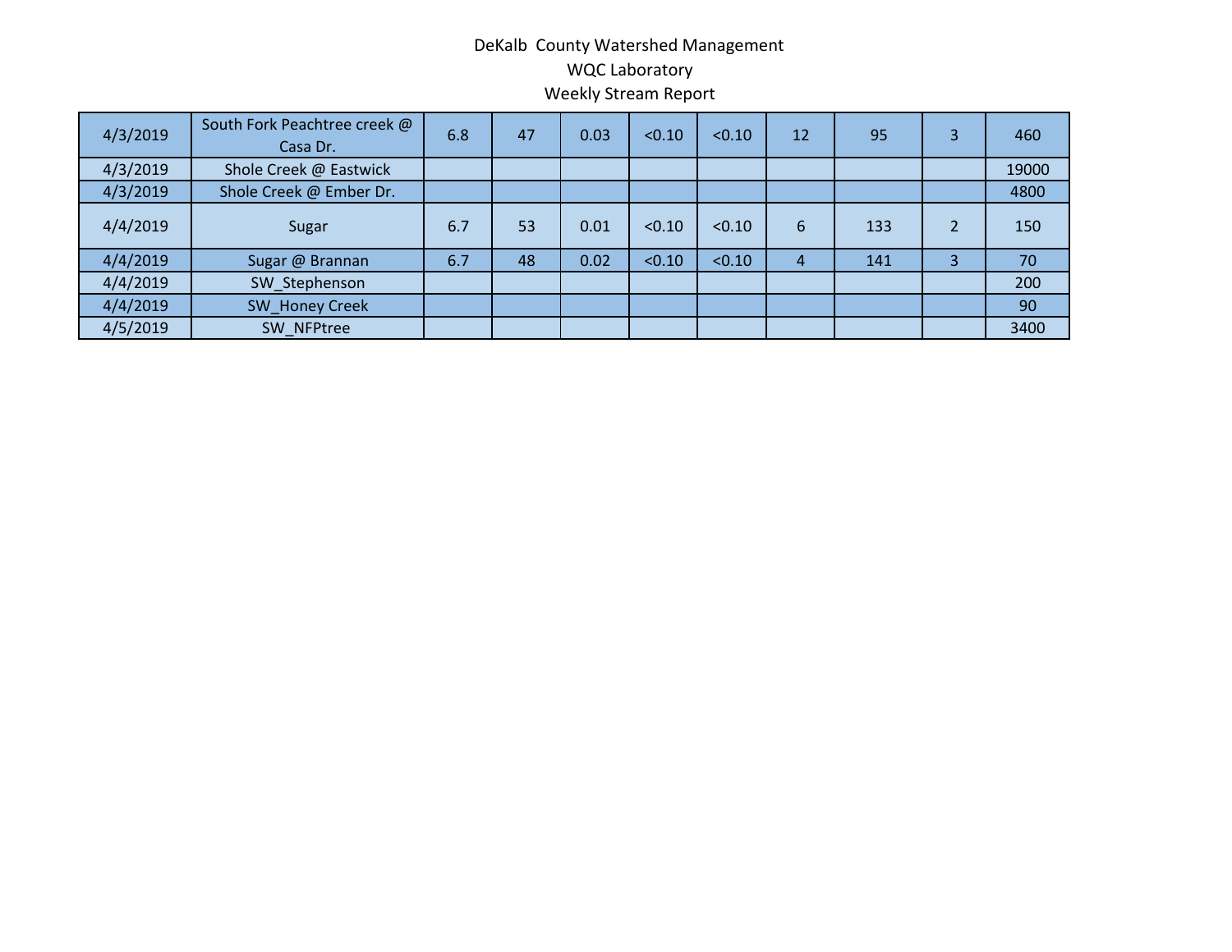DeKalb  County Watershed Management

WQC Laboratory

Weekly Stream Report

| | | | | | | | | | | |
|---|---|---|---|---|---|---|---|---|---|---|
| 4/3/2019 | South Fork Peachtree creek @ Casa Dr. | 6.8 | 47 | 0.03 | <0.10 | <0.10 | 12 | 95 | 3 | 460 |
| 4/3/2019 | Shole Creek @ Eastwick | | | | | | | | | 19000 |
| 4/3/2019 | Shole Creek @ Ember Dr. | | | | | | | | | 4800 |
| 4/4/2019 | Sugar | 6.7 | 53 | 0.01 | <0.10 | <0.10 | 6 | 133 | 2 | 150 |
| 4/4/2019 | Sugar @ Brannan | 6.7 | 48 | 0.02 | <0.10 | <0.10 | 4 | 141 | 3 | 70 |
| 4/4/2019 | SW_Stephenson | | | | | | | | | 200 |
| 4/4/2019 | SW_Honey Creek | | | | | | | | | 90 |
| 4/5/2019 | SW_NFPtree | | | | | | | | | 3400 |